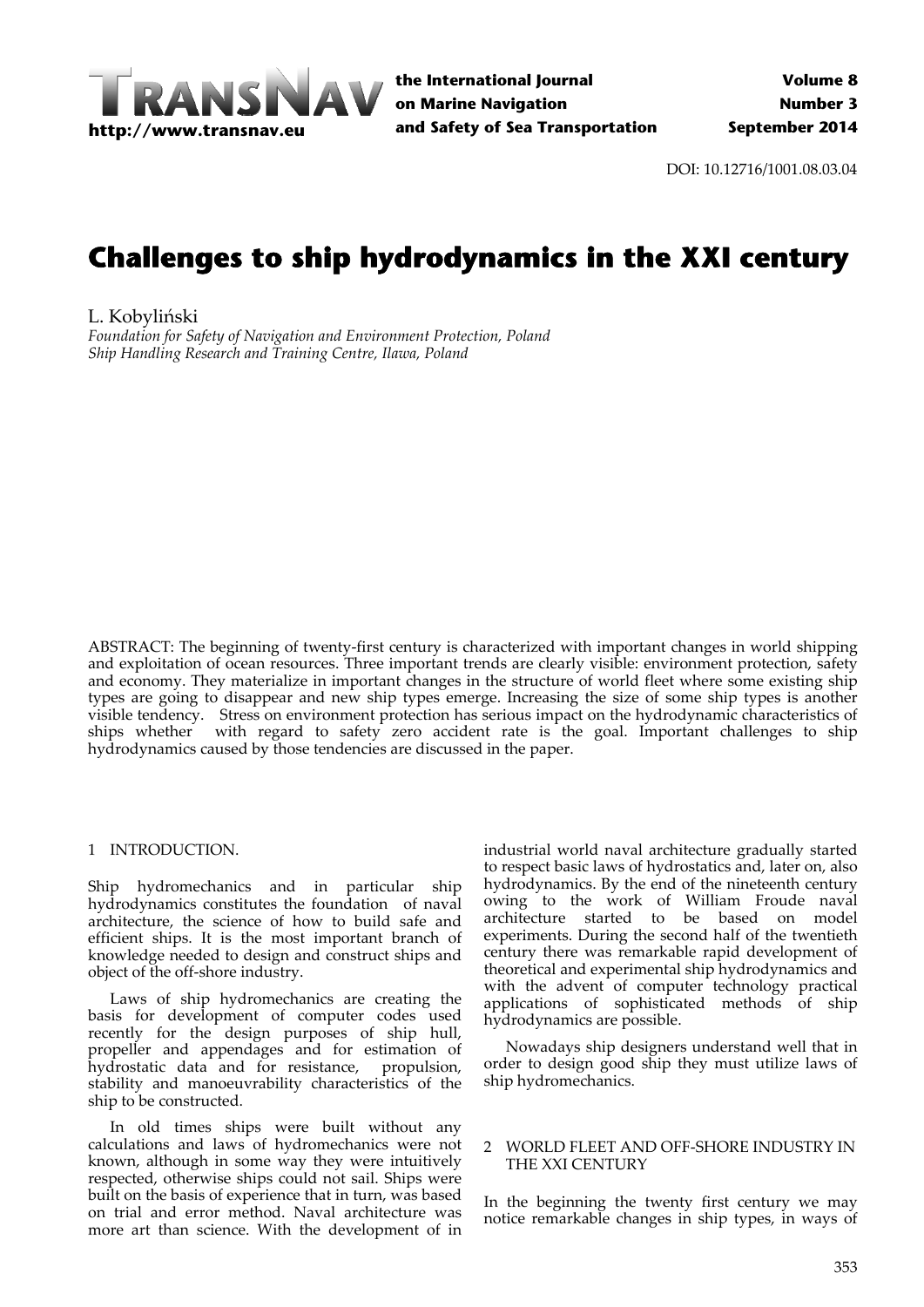DOI: 10.12716/1001.08.03.04

# Challenges to ship hydrodynamics in the XXI century

L. Kobyliński

*Foundation for Safety of Navigation and Environment Protection, Poland*
*Ship Handling Research and Training Centre, Ilawa, Poland*

ABSTRACT: The beginning of twenty-first century is characterized with important changes in world shipping and exploitation of ocean resources. Three important trends are clearly visible: environment protection, safety and economy. They materialize in important changes in the structure of world fleet where some existing ship types are going to disappear and new ship types emerge. Increasing the size of some ship types is another visible tendency. Stress on environment protection has serious impact on the hydrodynamic characteristics of ships whether with regard to safety zero accident rate is the goal. Important challenges to ship hydrodynamics caused by those tendencies are discussed in the paper.

## 1 INTRODUCTION.

Ship hydromechanics and in particular ship hydrodynamics constitutes the foundation of naval architecture, the science of how to build safe and efficient ships. It is the most important branch of knowledge needed to design and construct ships and object of the off-shore industry.

Laws of ship hydromechanics are creating the basis for development of computer codes used recently for the design purposes of ship hull, propeller and appendages and for estimation of hydrostatic data and for resistance, propulsion, stability and manoeuvrability characteristics of the ship to be constructed.

In old times ships were built without any calculations and laws of hydromechanics were not known, although in some way they were intuitively respected, otherwise ships could not sail. Ships were built on the basis of experience that in turn, was based on trial and error method. Naval architecture was more art than science. With the development of in industrial world naval architecture gradually started to respect basic laws of hydrostatics and, later on, also hydrodynamics. By the end of the nineteenth century owing to the work of William Froude naval architecture started to be based on model experiments. During the second half of the twentieth century there was remarkable rapid development of theoretical and experimental ship hydrodynamics and with the advent of computer technology practical applications of sophisticated methods of ship hydrodynamics are possible.

Nowadays ship designers understand well that in order to design good ship they must utilize laws of ship hydromechanics.

## 2 WORLD FLEET AND OFF-SHORE INDUSTRY IN THE XXI CENTURY

In the beginning the twenty first century we may notice remarkable changes in ship types, in ways of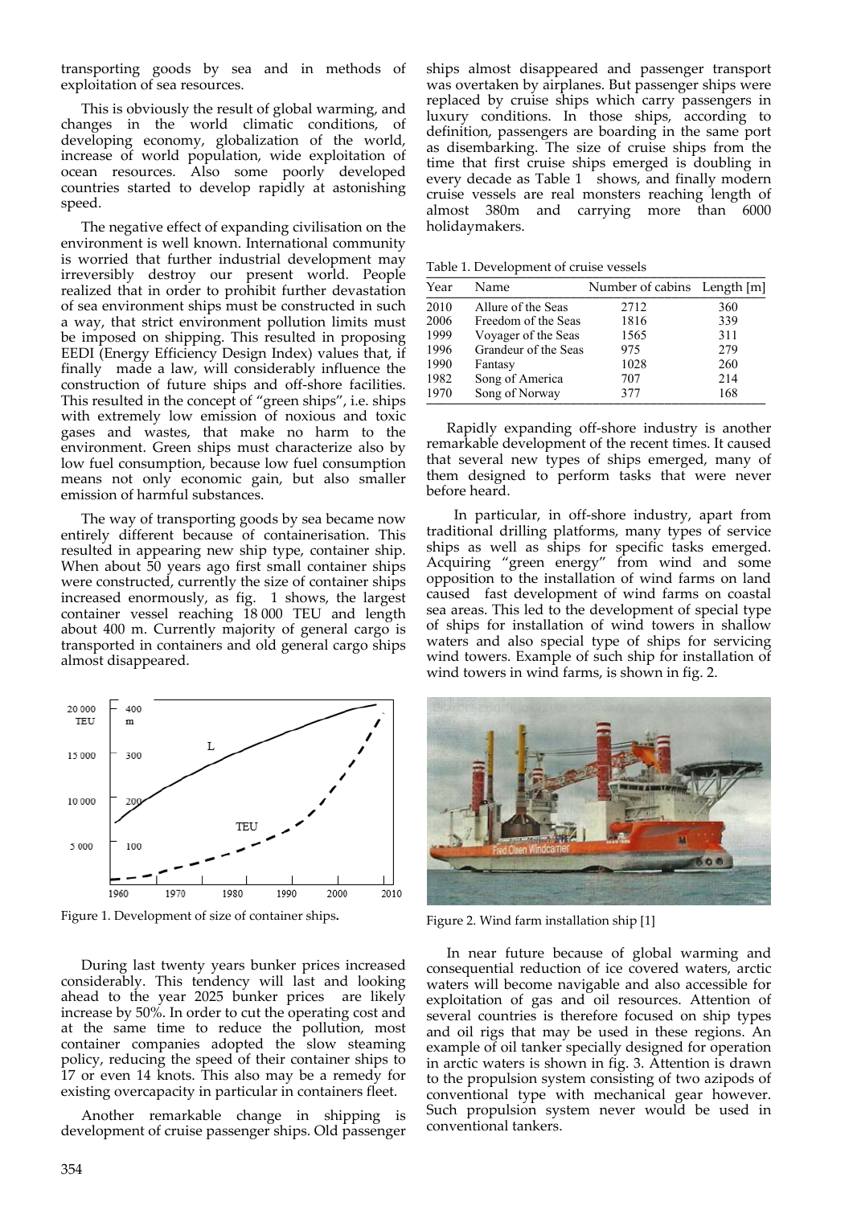transporting goods by sea and in methods of exploitation of sea resources.

This is obviously the result of global warming, and changes in the world climatic conditions, of developing economy, globalization of the world, increase of world population, wide exploitation of ocean resources. Also some poorly developed countries started to develop rapidly at astonishing speed.

The negative effect of expanding civilisation on the environment is well known. International community is worried that further industrial development may irreversibly destroy our present world. People realized that in order to prohibit further devastation of sea environment ships must be constructed in such a way, that strict environment pollution limits must be imposed on shipping. This resulted in proposing EEDI (Energy Efficiency Design Index) values that, if finally made a law, will considerably influence the construction of future ships and off-shore facilities. This resulted in the concept of "green ships", i.e. ships with extremely low emission of noxious and toxic gases and wastes, that make no harm to the environment. Green ships must characterize also by low fuel consumption, because low fuel consumption means not only economic gain, but also smaller emission of harmful substances.

The way of transporting goods by sea became now entirely different because of containerisation. This resulted in appearing new ship type, container ship. When about 50 years ago first small container ships were constructed, currently the size of container ships increased enormously, as fig. 1 shows, the largest container vessel reaching 18 000 TEU and length about 400 m. Currently majority of general cargo is transported in containers and old general cargo ships almost disappeared.

Figure 1. Development of size of container ships.

During last twenty years bunker prices increased considerably. This tendency will last and looking ahead to the year 2025 bunker prices are likely increase by 50%. In order to cut the operating cost and at the same time to reduce the pollution, most container companies adopted the slow steaming policy, reducing the speed of their container ships to 17 or even 14 knots. This also may be a remedy for existing overcapacity in particular in containers fleet.

Another remarkable change in shipping is development of cruise passenger ships. Old passenger ships almost disappeared and passenger transport was overtaken by airplanes. But passenger ships were replaced by cruise ships which carry passengers in luxury conditions. In those ships, according to definition, passengers are boarding in the same port as disembarking. The size of cruise ships from the time that first cruise ships emerged is doubling in every decade as Table 1 shows, and finally modern cruise vessels are real monsters reaching length of almost 380m and carrying more than 6000 holidaymakers.

Table 1. Development of cruise vessels

| Year | Name | Number of cabins | Length [m] |
|---|---|---|---|
| 2010 | Allure of the Seas | 2712 | 360 |
| 2006 | Freedom of the Seas | 1816 | 339 |
| 1999 | Voyager of the Seas | 1565 | 311 |
| 1996 | Grandeur of the Seas | 975 | 279 |
| 1990 | Fantasy | 1028 | 260 |
| 1982 | Song of America | 707 | 214 |
| 1970 | Song of Norway | 377 | 168 |

Rapidly expanding off-shore industry is another remarkable development of the recent times. It caused that several new types of ships emerged, many of them designed to perform tasks that were never before heard.

In particular, in off-shore industry, apart from traditional drilling platforms, many types of service ships as well as ships for specific tasks emerged. Acquiring "green energy" from wind and some opposition to the installation of wind farms on land caused fast development of wind farms on coastal sea areas. This led to the development of special type of ships for installation of wind towers in shallow waters and also special type of ships for servicing wind towers. Example of such ship for installation of wind towers in wind farms, is shown in fig. 2.

Figure 2. Wind farm installation ship [1]

In near future because of global warming and consequential reduction of ice covered waters, arctic waters will become navigable and also accessible for exploitation of gas and oil resources. Attention of several countries is therefore focused on ship types and oil rigs that may be used in these regions. An example of oil tanker specially designed for operation in arctic waters is shown in fig. 3. Attention is drawn to the propulsion system consisting of two azipods of conventional type with mechanical gear however. Such propulsion system never would be used in conventional tankers.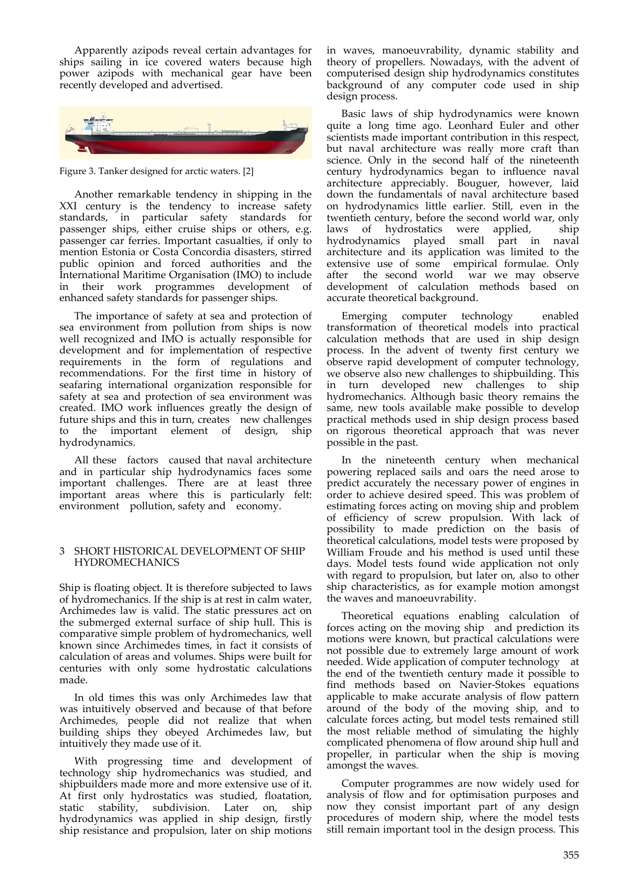Apparently azipods reveal certain advantages for ships sailing in ice covered waters because high power azipods with mechanical gear have been recently developed and advertised.

Figure 3. Tanker designed for arctic waters. [2]

Another remarkable tendency in shipping in the XXI century is the tendency to increase safety standards, in particular safety standards for passenger ships, either cruise ships or others, e.g. passenger car ferries. Important casualties, if only to mention Estonia or Costa Concordia disasters, stirred public opinion and forced authorities and the International Maritime Organisation (IMO) to include in their work programmes development of enhanced safety standards for passenger ships.

The importance of safety at sea and protection of sea environment from pollution from ships is now well recognized and IMO is actually responsible for development and for implementation of respective requirements in the form of regulations and recommendations. For the first time in history of seafaring international organization responsible for safety at sea and protection of sea environment was created. IMO work influences greatly the design of future ships and this in turn, creates new challenges to the important element of design, ship hydrodynamics.

All these factors caused that naval architecture and in particular ship hydrodynamics faces some important challenges. There are at least three important areas where this is particularly felt: environment pollution, safety and economy.

## 3 SHORT HISTORICAL DEVELOPMENT OF SHIP HYDROMECHANICS

Ship is floating object. It is therefore subjected to laws of hydromechanics. If the ship is at rest in calm water, Archimedes law is valid. The static pressures act on the submerged external surface of ship hull. This is comparative simple problem of hydromechanics, well known since Archimedes times, in fact it consists of calculation of areas and volumes. Ships were built for centuries with only some hydrostatic calculations made.

In old times this was only Archimedes law that was intuitively observed and because of that before Archimedes, people did not realize that when building ships they obeyed Archimedes law, but intuitively they made use of it.

With progressing time and development of technology ship hydromechanics was studied, and shipbuilders made more and more extensive use of it. At first only hydrostatics was studied, floatation, static stability, subdivision. Later on, ship hydrodynamics was applied in ship design, firstly ship resistance and propulsion, later on ship motions in waves, manoeuvrability, dynamic stability and theory of propellers. Nowadays, with the advent of computerised design ship hydrodynamics constitutes background of any computer code used in ship design process.

Basic laws of ship hydrodynamics were known quite a long time ago. Leonhard Euler and other scientists made important contribution in this respect, but naval architecture was really more craft than science. Only in the second half of the nineteenth century hydrodynamics began to influence naval architecture appreciably. Bouguer, however, laid down the fundamentals of naval architecture based on hydrodynamics little earlier. Still, even in the twentieth century, before the second world war, only laws of hydrostatics were applied, ship hydrodynamics played small part in naval architecture and its application was limited to the extensive use of some empirical formulae. Only after the second world war we may observe development of calculation methods based on accurate theoretical background.

Emerging computer technology enabled transformation of theoretical models into practical calculation methods that are used in ship design process. In the advent of twenty first century we observe rapid development of computer technology, we observe also new challenges to shipbuilding. This in turn developed new challenges to ship hydromechanics. Although basic theory remains the same, new tools available make possible to develop practical methods used in ship design process based on rigorous theoretical approach that was never possible in the past.

In the nineteenth century when mechanical powering replaced sails and oars the need arose to predict accurately the necessary power of engines in order to achieve desired speed. This was problem of estimating forces acting on moving ship and problem of efficiency of screw propulsion. With lack of possibility to made prediction on the basis of theoretical calculations, model tests were proposed by William Froude and his method is used until these days. Model tests found wide application not only with regard to propulsion, but later on, also to other ship characteristics, as for example motion amongst the waves and manoeuvrability.

Theoretical equations enabling calculation of forces acting on the moving ship and prediction its motions were known, but practical calculations were not possible due to extremely large amount of work needed. Wide application of computer technology at the end of the twentieth century made it possible to find methods based on Navier-Stokes equations applicable to make accurate analysis of flow pattern around of the body of the moving ship, and to calculate forces acting, but model tests remained still the most reliable method of simulating the highly complicated phenomena of flow around ship hull and propeller, in particular when the ship is moving amongst the waves.

Computer programmes are now widely used for analysis of flow and for optimisation purposes and now they consist important part of any design procedures of modern ship, where the model tests still remain important tool in the design process. This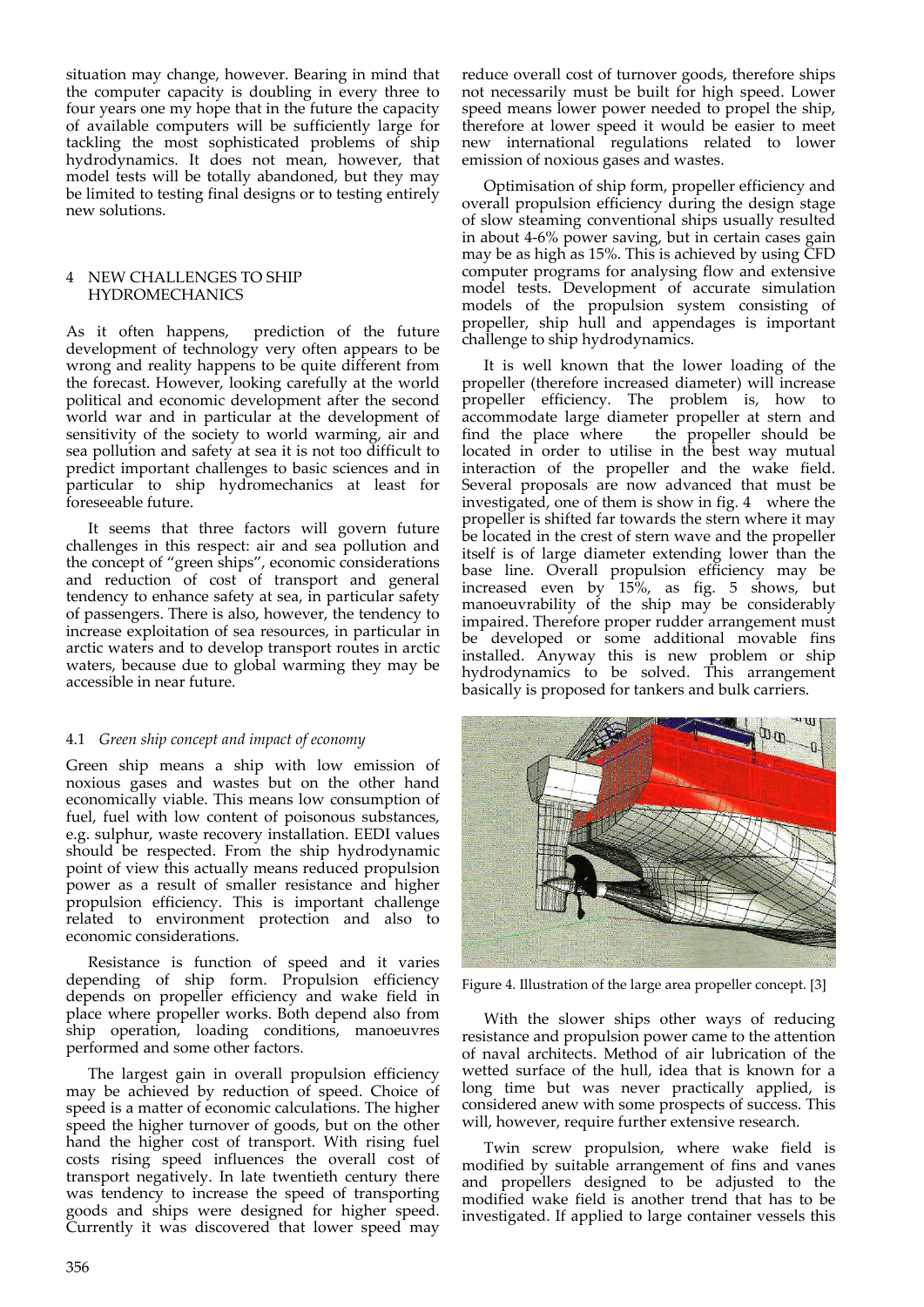situation may change, however. Bearing in mind that the computer capacity is doubling in every three to four years one my hope that in the future the capacity of available computers will be sufficiently large for tackling the most sophisticated problems of ship hydrodynamics. It does not mean, however, that model tests will be totally abandoned, but they may be limited to testing final designs or to testing entirely new solutions.

## 4 NEW CHALLENGES TO SHIP HYDROMECHANICS

As it often happens, prediction of the future development of technology very often appears to be wrong and reality happens to be quite different from the forecast. However, looking carefully at the world political and economic development after the second world war and in particular at the development of sensitivity of the society to world warming, air and sea pollution and safety at sea it is not too difficult to predict important challenges to basic sciences and in particular to ship hydromechanics at least for foreseeable future.

It seems that three factors will govern future challenges in this respect: air and sea pollution and the concept of "green ships", economic considerations and reduction of cost of transport and general tendency to enhance safety at sea, in particular safety of passengers. There is also, however, the tendency to increase exploitation of sea resources, in particular in arctic waters and to develop transport routes in arctic waters, because due to global warming they may be accessible in near future.

### 4.1 *Green ship concept and impact of economy*

Green ship means a ship with low emission of noxious gases and wastes but on the other hand economically viable. This means low consumption of fuel, fuel with low content of poisonous substances, e.g. sulphur, waste recovery installation. EEDI values should be respected. From the ship hydrodynamic point of view this actually means reduced propulsion power as a result of smaller resistance and higher propulsion efficiency. This is important challenge related to environment protection and also to economic considerations.

Resistance is function of speed and it varies depending of ship form. Propulsion efficiency depends on propeller efficiency and wake field in place where propeller works. Both depend also from ship operation, loading conditions, manoeuvres performed and some other factors.

The largest gain in overall propulsion efficiency may be achieved by reduction of speed. Choice of speed is a matter of economic calculations. The higher speed the higher turnover of goods, but on the other hand the higher cost of transport. With rising fuel costs rising speed influences the overall cost of transport negatively. In late twentieth century there was tendency to increase the speed of transporting goods and ships were designed for higher speed. Currently it was discovered that lower speed may reduce overall cost of turnover goods, therefore ships not necessarily must be built for high speed. Lower speed means lower power needed to propel the ship, therefore at lower speed it would be easier to meet new international regulations related to lower emission of noxious gases and wastes.

Optimisation of ship form, propeller efficiency and overall propulsion efficiency during the design stage of slow steaming conventional ships usually resulted in about 4-6% power saving, but in certain cases gain may be as high as 15%. This is achieved by using CFD computer programs for analysing flow and extensive model tests. Development of accurate simulation models of the propulsion system consisting of propeller, ship hull and appendages is important challenge to ship hydrodynamics.

It is well known that the lower loading of the propeller (therefore increased diameter) will increase propeller efficiency. The problem is, how to accommodate large diameter propeller at stern and find the place where the propeller should be located in order to utilise in the best way mutual interaction of the propeller and the wake field. Several proposals are now advanced that must be investigated, one of them is show in fig. 4 where the propeller is shifted far towards the stern where it may be located in the crest of stern wave and the propeller itself is of large diameter extending lower than the base line. Overall propulsion efficiency may be increased even by 15%, as fig. 5 shows, but manoeuvrability of the ship may be considerably impaired. Therefore proper rudder arrangement must be developed or some additional movable fins installed. Anyway this is new problem or ship hydrodynamics to be solved. This arrangement basically is proposed for tankers and bulk carriers.

Figure 4. Illustration of the large area propeller concept. [3]

With the slower ships other ways of reducing resistance and propulsion power came to the attention of naval architects. Method of air lubrication of the wetted surface of the hull, idea that is known for a long time but was never practically applied, is considered anew with some prospects of success. This will, however, require further extensive research.

Twin screw propulsion, where wake field is modified by suitable arrangement of fins and vanes and propellers designed to be adjusted to the modified wake field is another trend that has to be investigated. If applied to large container vessels this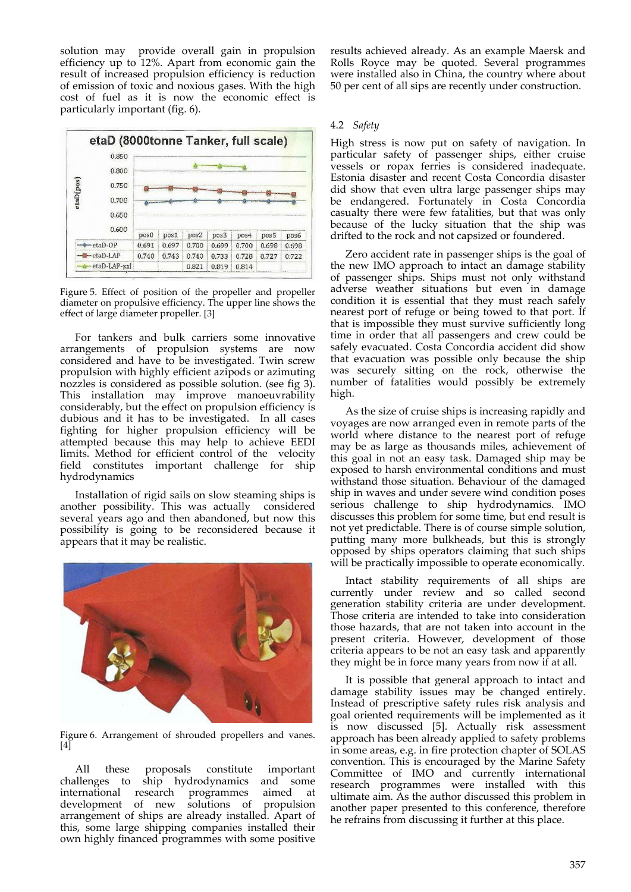solution may provide overall gain in propulsion efficiency up to 12%. Apart from economic gain the result of increased propulsion efficiency is reduction of emission of toxic and noxious gases. With the high cost of fuel as it is now the economic effect is particularly important (fig. 6).

**etaD (8000tonne Tanker, full scale)**

| | pos0 | pos1 | pos2 | pos3 | pos4 | pos5 | pos6 |
|---|---|---|---|---|---|---|---|
| etaD-OP | 0.691 | 0.697 | 0.700 | 0.699 | 0.700 | 0.698 | 0.698 |
| etaD-LAP | 0.740 | 0.743 | 0.740 | 0.733 | 0.728 | 0.727 | 0.722 |
| etaD-LAP-xxl | | | 0.821 | 0.819 | 0.814 | | |

Figure 5. Effect of position of the propeller and propeller diameter on propulsive efficiency. The upper line shows the effect of large diameter propeller. [3]

For tankers and bulk carriers some innovative arrangements of propulsion systems are now considered and have to be investigated. Twin screw propulsion with highly efficient azipods or azimuting nozzles is considered as possible solution. (see fig 3). This installation may improve manoeuvrability considerably, but the effect on propulsion efficiency is dubious and it has to be investigated. In all cases fighting for higher propulsion efficiency will be attempted because this may help to achieve EEDI limits. Method for efficient control of the velocity field constitutes important challenge for ship hydrodynamics

Installation of rigid sails on slow steaming ships is another possibility. This was actually considered several years ago and then abandoned, but now this possibility is going to be reconsidered because it appears that it may be realistic.

Figure 6. Arrangement of shrouded propellers and vanes. [4]

All these proposals constitute important challenges to ship hydrodynamics and some international research programmes aimed at development of new solutions of propulsion arrangement of ships are already installed. Apart of this, some large shipping companies installed their own highly financed programmes with some positive results achieved already. As an example Maersk and Rolls Royce may be quoted. Several programmes were installed also in China, the country where about 50 per cent of all sips are recently under construction.

## 4.2 *Safety*

High stress is now put on safety of navigation. In particular safety of passenger ships, either cruise vessels or ropax ferries is considered inadequate. Estonia disaster and recent Costa Concordia disaster did show that even ultra large passenger ships may be endangered. Fortunately in Costa Concordia casualty there were few fatalities, but that was only because of the lucky situation that the ship was drifted to the rock and not capsized or foundered.

Zero accident rate in passenger ships is the goal of the new IMO approach to intact an damage stability of passenger ships. Ships must not only withstand adverse weather situations but even in damage condition it is essential that they must reach safely nearest port of refuge or being towed to that port. If that is impossible they must survive sufficiently long time in order that all passengers and crew could be safely evacuated. Costa Concordia accident did show that evacuation was possible only because the ship was securely sitting on the rock, otherwise the number of fatalities would possibly be extremely high.

As the size of cruise ships is increasing rapidly and voyages are now arranged even in remote parts of the world where distance to the nearest port of refuge may be as large as thousands miles, achievement of this goal in not an easy task. Damaged ship may be exposed to harsh environmental conditions and must withstand those situation. Behaviour of the damaged ship in waves and under severe wind condition poses serious challenge to ship hydrodynamics. IMO discusses this problem for some time, but end result is not yet predictable. There is of course simple solution, putting many more bulkheads, but this is strongly opposed by ships operators claiming that such ships will be practically impossible to operate economically.

Intact stability requirements of all ships are currently under review and so called second generation stability criteria are under development. Those criteria are intended to take into consideration those hazards, that are not taken into account in the present criteria. However, development of those criteria appears to be not an easy task and apparently they might be in force many years from now if at all.

It is possible that general approach to intact and damage stability issues may be changed entirely. Instead of prescriptive safety rules risk analysis and goal oriented requirements will be implemented as it is now discussed [5]. Actually risk assessment approach has been already applied to safety problems in some areas, e.g. in fire protection chapter of SOLAS convention. This is encouraged by the Marine Safety Committee of IMO and currently international research programmes were installed with this ultimate aim. As the author discussed this problem in another paper presented to this conference, therefore he refrains from discussing it further at this place.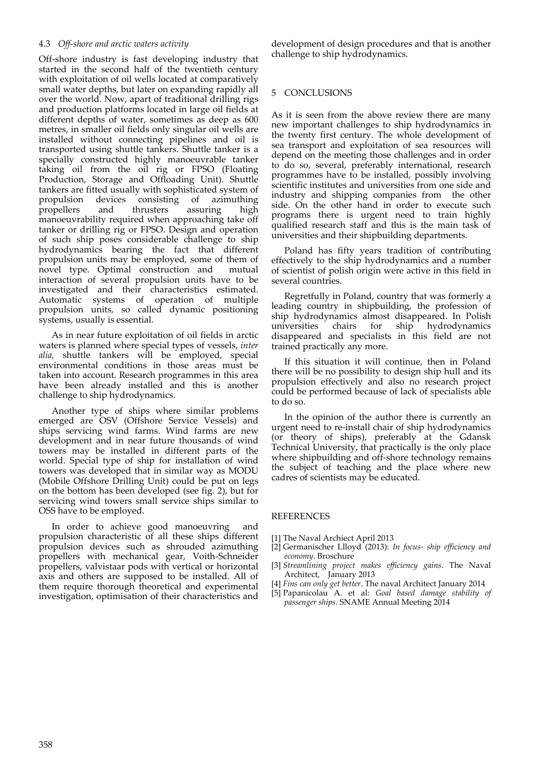### 4.3 *Off-shore and arctic waters activity*

Off-shore industry is fast developing industry that started in the second half of the twentieth century with exploitation of oil wells located at comparatively small water depths, but later on expanding rapidly all over the world. Now, apart of traditional drilling rigs and production platforms located in large oil fields at different depths of water, sometimes as deep as 600 metres, in smaller oil fields only singular oil wells are installed without connecting pipelines and oil is transported using shuttle tankers. Shuttle tanker is a specially constructed highly manoeuvrable tanker taking oil from the oil rig or FPSO (Floating Production, Storage and Offloading Unit). Shuttle tankers are fitted usually with sophisticated system of propulsion devices consisting of azimuthing propellers and thrusters assuring high manoeuvrability required when approaching take off tanker or drilling rig or FPSO. Design and operation of such ship poses considerable challenge to ship hydrodynamics bearing the fact that different propulsion units may be employed, some of them of novel type. Optimal construction and mutual interaction of several propulsion units have to be investigated and their characteristics estimated. Automatic systems of operation of multiple propulsion units, so called dynamic positioning systems, usually is essential.

As in near future exploitation of oil fields in arctic waters is planned where special types of vessels, *inter alia,* shuttle tankers will be employed, special environmental conditions in those areas must be taken into account. Research programmes in this area have been already installed and this is another challenge to ship hydrodynamics.

Another type of ships where similar problems emerged are OSV (Offshore Service Vessels) and ships servicing wind farms. Wind farms are new development and in near future thousands of wind towers may be installed in different parts of the world. Special type of ship for installation of wind towers was developed that in similar way as MODU (Mobile Offshore Drilling Unit) could be put on legs on the bottom has been developed (see fig. 2), but for servicing wind towers small service ships similar to OSS have to be employed.

In order to achieve good manoeuvring and propulsion characteristic of all these ships different propulsion devices such as shrouded azimuthing propellers with mechanical gear, Voith-Schneider propellers, valvistaar pods with vertical or horizontal axis and others are supposed to be installed. All of them require thorough theoretical and experimental investigation, optimisation of their characteristics and development of design procedures and that is another challenge to ship hydrodynamics.

## 5 CONCLUSIONS

As it is seen from the above review there are many new important challenges to ship hydrodynamics in the twenty first century. The whole development of sea transport and exploitation of sea resources will depend on the meeting those challenges and in order to do so, several, preferably international, research programmes have to be installed, possibly involving scientific institutes and universities from one side and industry and shipping companies from the other side. On the other hand in order to execute such programs there is urgent need to train highly qualified research staff and this is the main task of universities and their shipbuilding departments.

Poland has fifty years tradition of contributing effectively to the ship hydrodynamics and a number of scientist of polish origin were active in this field in several countries.

Regretfully in Poland, country that was formerly a leading country in shipbuilding, the profession of ship hydrodynamics almost disappeared. In Polish universities chairs for ship hydrodynamics disappeared and specialists in this field are not trained practically any more.

If this situation it will continue, then in Poland there will be no possibility to design ship hull and its propulsion effectively and also no research project could be performed because of lack of specialists able to do so.

In the opinion of the author there is currently an urgent need to re-install chair of ship hydrodynamics (or theory of ships), preferably at the Gdansk Technical University, that practically is the only place where shipbuilding and off-shore technology remains the subject of teaching and the place where new cadres of scientists may be educated.

## REFERENCES

[1] The Naval Archiect April 2013

[2] Germanischer Llloyd (2013): *In focus- ship efficiency and economy*. Broschure

[3] *Streamlining project makes efficiency gains*. The Naval Architect, January 2013

[4] *Fins can only get better*. The naval Architect January 2014

[5] Papanicolau A. et al: *Goal based damage stability of passenger ships*. SNAME Annual Meeting 2014